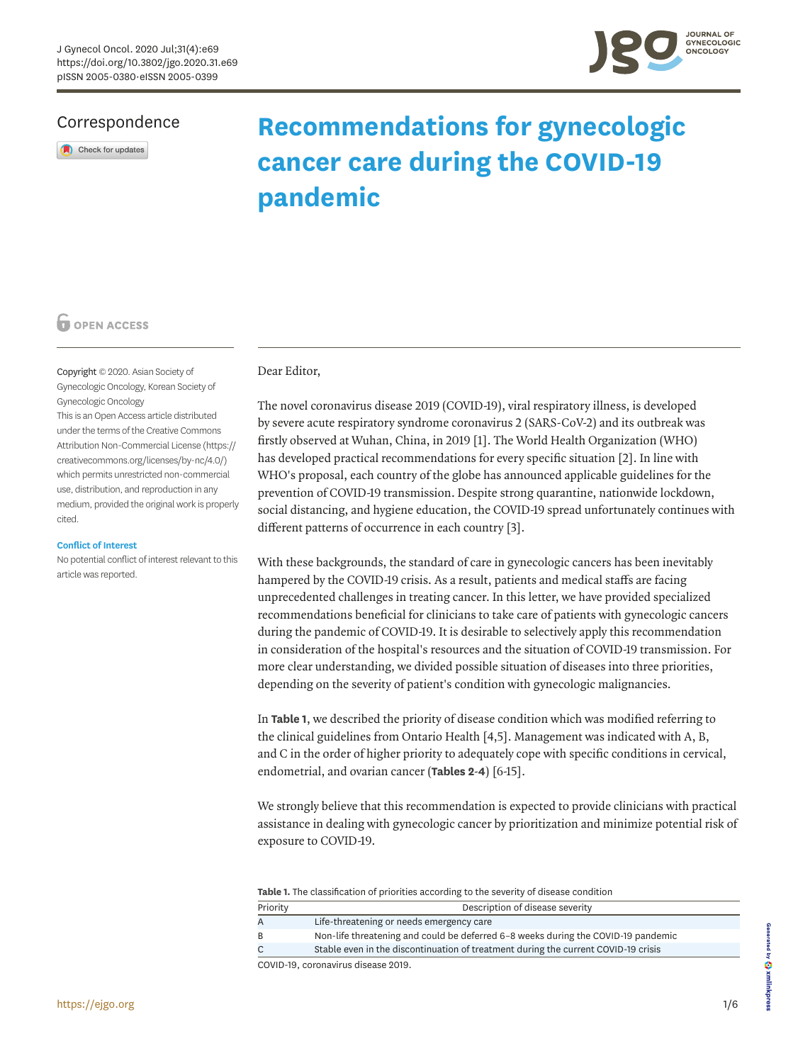Correspondence

# Recommendations for gynecologic cancer care during the COVID-19 pandemic

OPEN ACCESS

Copyright © 2020. Asian Society of Gynecologic Oncology, Korean Society of Gynecologic Oncology
This is an Open Access article distributed under the terms of the Creative Commons Attribution Non-Commercial License (https://creativecommons.org/licenses/by-nc/4.0/) which permits unrestricted non-commercial use, distribution, and reproduction in any medium, provided the original work is properly cited.

**Conflict of Interest**
No potential conflict of interest relevant to this article was reported.

Dear Editor,

The novel coronavirus disease 2019 (COVID-19), viral respiratory illness, is developed by severe acute respiratory syndrome coronavirus 2 (SARS-CoV-2) and its outbreak was firstly observed at Wuhan, China, in 2019 [1]. The World Health Organization (WHO) has developed practical recommendations for every specific situation [2]. In line with WHO's proposal, each country of the globe has announced applicable guidelines for the prevention of COVID-19 transmission. Despite strong quarantine, nationwide lockdown, social distancing, and hygiene education, the COVID-19 spread unfortunately continues with different patterns of occurrence in each country [3].

With these backgrounds, the standard of care in gynecologic cancers has been inevitably hampered by the COVID-19 crisis. As a result, patients and medical staffs are facing unprecedented challenges in treating cancer. In this letter, we have provided specialized recommendations beneficial for clinicians to take care of patients with gynecologic cancers during the pandemic of COVID-19. It is desirable to selectively apply this recommendation in consideration of the hospital's resources and the situation of COVID-19 transmission. For more clear understanding, we divided possible situation of diseases into three priorities, depending on the severity of patient's condition with gynecologic malignancies.

In **Table 1**, we described the priority of disease condition which was modified referring to the clinical guidelines from Ontario Health [4,5]. Management was indicated with A, B, and C in the order of higher priority to adequately cope with specific conditions in cervical, endometrial, and ovarian cancer (**Tables 2-4**) [6-15].

We strongly believe that this recommendation is expected to provide clinicians with practical assistance in dealing with gynecologic cancer by prioritization and minimize potential risk of exposure to COVID-19.

**Table 1.** The classification of priorities according to the severity of disease condition

| Priority | Description of disease severity |
|---|---|
| A | Life-threatening or needs emergency care |
| B | Non-life threatening and could be deferred 6–8 weeks during the COVID-19 pandemic |
| C | Stable even in the discontinuation of treatment during the current COVID-19 crisis |

COVID-19, coronavirus disease 2019.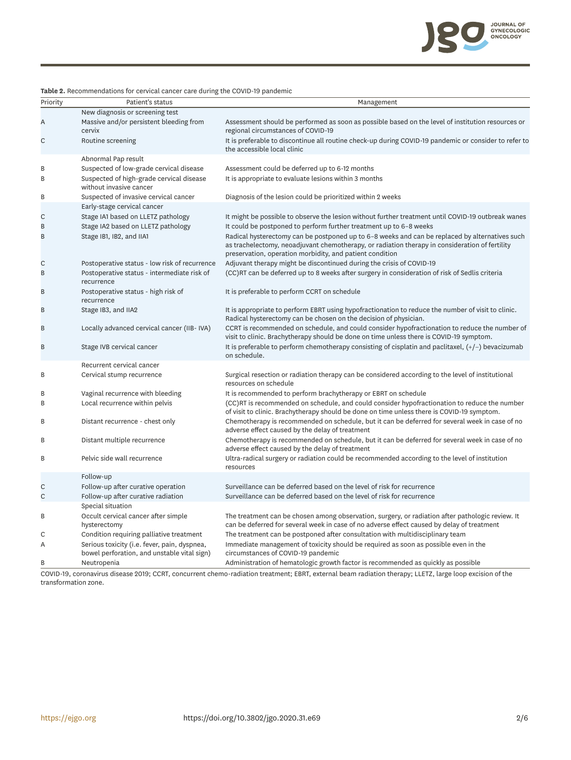**Table 2.** Recommendations for cervical cancer care during the COVID-19 pandemic

| Priority | Patient's status | Management |
|---|---|---|
| | New diagnosis or screening test | |
| A | Massive and/or persistent bleeding from cervix | Assessment should be performed as soon as possible based on the level of institution resources or regional circumstances of COVID-19 |
| C | Routine screening | It is preferable to discontinue all routine check-up during COVID-19 pandemic or consider to refer to the accessible local clinic |
| | Abnormal Pap result | |
| B | Suspected of low-grade cervical disease | Assessment could be deferred up to 6-12 months |
| B | Suspected of high-grade cervical disease without invasive cancer | It is appropriate to evaluate lesions within 3 months |
| B | Suspected of invasive cervical cancer | Diagnosis of the lesion could be prioritized within 2 weeks |
| | Early-stage cervical cancer | |
| C | Stage IA1 based on LLETZ pathology | It might be possible to observe the lesion without further treatment until COVID-19 outbreak wanes |
| B | Stage IA2 based on LLETZ pathology | It could be postponed to perform further treatment up to 6–8 weeks |
| B | Stage IB1, IB2, and IIA1 | Radical hysterectomy can be postponed up to 6–8 weeks and can be replaced by alternatives such as trachelectomy, neoadjuvant chemotherapy, or radiation therapy in consideration of fertility preservation, operation morbidity, and patient condition |
| C | Postoperative status - low risk of recurrence | Adjuvant therapy might be discontinued during the crisis of COVID-19 |
| B | Postoperative status - intermediate risk of recurrence | (CC)RT can be deferred up to 8 weeks after surgery in consideration of risk of Sedlis criteria |
| B | Postoperative status - high risk of recurrence | It is preferable to perform CCRT on schedule |
| B | Stage IB3, and IIA2 | It is appropriate to perform EBRT using hypofractionation to reduce the number of visit to clinic. Radical hysterectomy can be chosen on the decision of physician. |
| B | Locally advanced cervical cancer (IIB- IVA) | CCRT is recommended on schedule, and could consider hypofractionation to reduce the number of visit to clinic. Brachytherapy should be done on time unless there is COVID-19 symptom. |
| B | Stage IVB cervical cancer | It is preferable to perform chemotherapy consisting of cisplatin and paclitaxel, (+/−) bevacizumab on schedule. |
| | Recurrent cervical cancer | |
| B | Cervical stump recurrence | Surgical resection or radiation therapy can be considered according to the level of institutional resources on schedule |
| B | Vaginal recurrence with bleeding | It is recommended to perform brachytherapy or EBRT on schedule |
| B | Local recurrence within pelvis | (CC)RT is recommended on schedule, and could consider hypofractionation to reduce the number of visit to clinic. Brachytherapy should be done on time unless there is COVID-19 symptom. |
| B | Distant recurrence - chest only | Chemotherapy is recommended on schedule, but it can be deferred for several week in case of no adverse effect caused by the delay of treatment |
| B | Distant multiple recurrence | Chemotherapy is recommended on schedule, but it can be deferred for several week in case of no adverse effect caused by the delay of treatment |
| B | Pelvic side wall recurrence | Ultra-radical surgery or radiation could be recommended according to the level of institution resources |
| | Follow-up | |
| C | Follow-up after curative operation | Surveillance can be deferred based on the level of risk for recurrence |
| C | Follow-up after curative radiation | Surveillance can be deferred based on the level of risk for recurrence |
| | Special situation | |
| B | Occult cervical cancer after simple hysterectomy | The treatment can be chosen among observation, surgery, or radiation after pathologic review. It can be deferred for several week in case of no adverse effect caused by delay of treatment |
| C | Condition requiring palliative treatment | The treatment can be postponed after consultation with multidisciplinary team |
| A | Serious toxicity (i.e. fever, pain, dyspnea, bowel perforation, and unstable vital sign) | Immediate management of toxicity should be required as soon as possible even in the circumstances of COVID-19 pandemic |
| B | Neutropenia | Administration of hematologic growth factor is recommended as quickly as possible |

COVID-19, coronavirus disease 2019; CCRT, concurrent chemo-radiation treatment; EBRT, external beam radiation therapy; LLETZ, large loop excision of the transformation zone.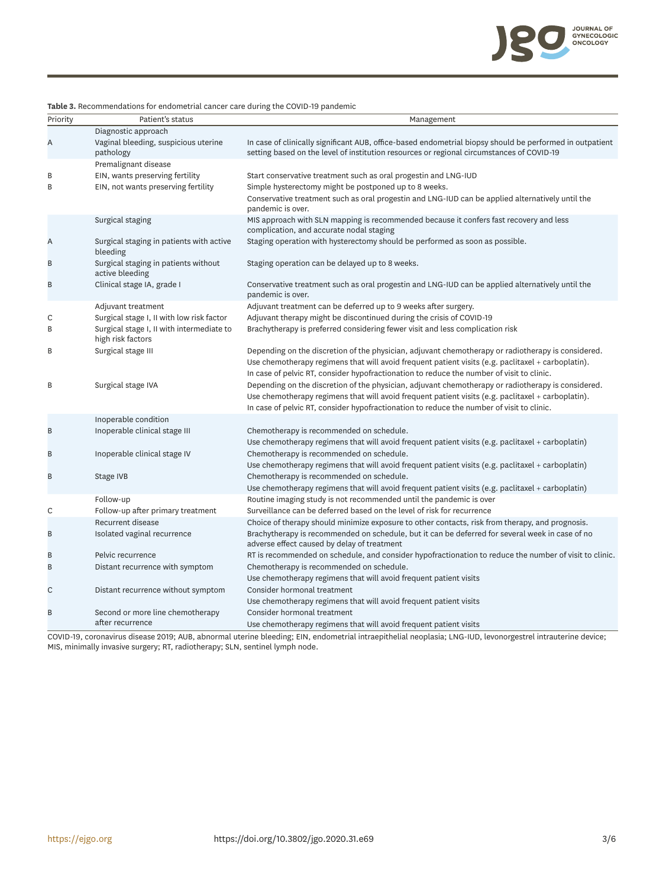**Table 3.** Recommendations for endometrial cancer care during the COVID-19 pandemic

| Priority | Patient's status | Management |
|---|---|---|
| | Diagnostic approach | |
| A | Vaginal bleeding, suspicious uterine pathology | In case of clinically significant AUB, office-based endometrial biopsy should be performed in outpatient setting based on the level of institution resources or regional circumstances of COVID-19 |
| | Premalignant disease | |
| B | EIN, wants preserving fertility | Start conservative treatment such as oral progestin and LNG-IUD |
| B | EIN, not wants preserving fertility | Simple hysterectomy might be postponed up to 8 weeks. Conservative treatment such as oral progestin and LNG-IUD can be applied alternatively until the pandemic is over. |
| | Surgical staging | MIS approach with SLN mapping is recommended because it confers fast recovery and less complication, and accurate nodal staging |
| A | Surgical staging in patients with active bleeding | Staging operation with hysterectomy should be performed as soon as possible. |
| B | Surgical staging in patients without active bleeding | Staging operation can be delayed up to 8 weeks. |
| B | Clinical stage IA, grade I | Conservative treatment such as oral progestin and LNG-IUD can be applied alternatively until the pandemic is over. |
| | Adjuvant treatment | Adjuvant treatment can be deferred up to 9 weeks after surgery. |
| C | Surgical stage I, II with low risk factor | Adjuvant therapy might be discontinued during the crisis of COVID-19 |
| B | Surgical stage I, II with intermediate to high risk factors | Brachytherapy is preferred considering fewer visit and less complication risk |
| B | Surgical stage III | Depending on the discretion of the physician, adjuvant chemotherapy or radiotherapy is considered. Use chemotherapy regimens that will avoid frequent patient visits (e.g. paclitaxel + carboplatin). In case of pelvic RT, consider hypofractionation to reduce the number of visit to clinic. |
| B | Surgical stage IVA | Depending on the discretion of the physician, adjuvant chemotherapy or radiotherapy is considered. Use chemotherapy regimens that will avoid frequent patient visits (e.g. paclitaxel + carboplatin). In case of pelvic RT, consider hypofractionation to reduce the number of visit to clinic. |
| | Inoperable condition | |
| B | Inoperable clinical stage III | Chemotherapy is recommended on schedule. Use chemotherapy regimens that will avoid frequent patient visits (e.g. paclitaxel + carboplatin) |
| B | Inoperable clinical stage IV | Chemotherapy is recommended on schedule. Use chemotherapy regimens that will avoid frequent patient visits (e.g. paclitaxel + carboplatin) |
| B | Stage IVB | Chemotherapy is recommended on schedule. Use chemotherapy regimens that will avoid frequent patient visits (e.g. paclitaxel + carboplatin) |
| | Follow-up | Routine imaging study is not recommended until the pandemic is over |
| C | Follow-up after primary treatment | Surveillance can be deferred based on the level of risk for recurrence |
| | Recurrent disease | Choice of therapy should minimize exposure to other contacts, risk from therapy, and prognosis. |
| B | Isolated vaginal recurrence | Brachytherapy is recommended on schedule, but it can be deferred for several week in case of no adverse effect caused by delay of treatment |
| B | Pelvic recurrence | RT is recommended on schedule, and consider hypofractionation to reduce the number of visit to clinic. |
| B | Distant recurrence with symptom | Chemotherapy is recommended on schedule. Use chemotherapy regimens that will avoid frequent patient visits |
| C | Distant recurrence without symptom | Consider hormonal treatment. Use chemotherapy regimens that will avoid frequent patient visits |
| B | Second or more line chemotherapy after recurrence | Consider hormonal treatment. Use chemotherapy regimens that will avoid frequent patient visits |

COVID-19, coronavirus disease 2019; AUB, abnormal uterine bleeding; EIN, endometrial intraepithelial neoplasia; LNG-IUD, levonorgestrel intrauterine device; MIS, minimally invasive surgery; RT, radiotherapy; SLN, sentinel lymph node.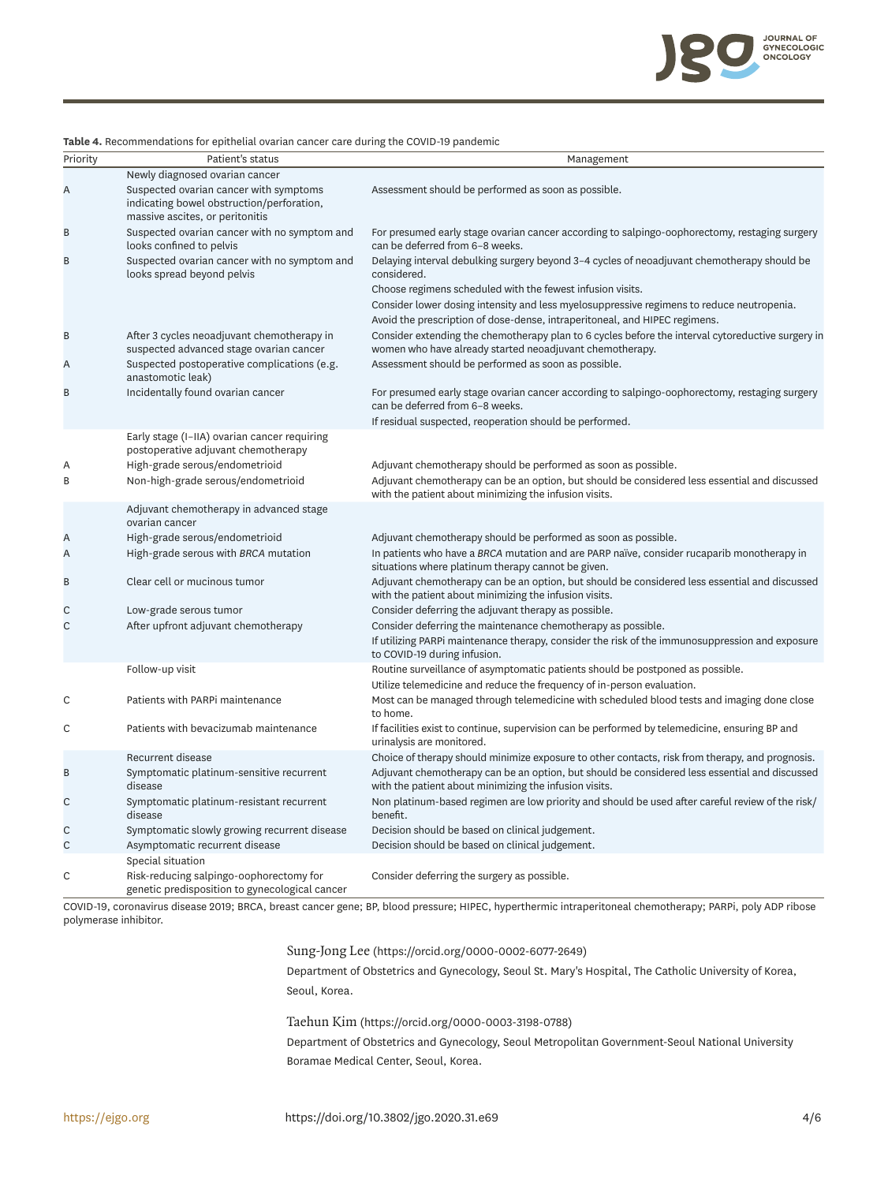**Table 4.** Recommendations for epithelial ovarian cancer care during the COVID-19 pandemic

| Priority | Patient's status | Management |
|---|---|---|
| | Newly diagnosed ovarian cancer | |
| A | Suspected ovarian cancer with symptoms indicating bowel obstruction/perforation, massive ascites, or peritonitis | Assessment should be performed as soon as possible. |
| B | Suspected ovarian cancer with no symptom and looks confined to pelvis | For presumed early stage ovarian cancer according to salpingo-oophorectomy, restaging surgery can be deferred from 6–8 weeks. |
| B | Suspected ovarian cancer with no symptom and looks spread beyond pelvis | Delaying interval debulking surgery beyond 3–4 cycles of neoadjuvant chemotherapy should be considered. |
| | | Choose regimens scheduled with the fewest infusion visits. |
| | | Consider lower dosing intensity and less myelosuppressive regimens to reduce neutropenia. Avoid the prescription of dose-dense, intraperitoneal, and HIPEC regimens. |
| B | After 3 cycles neoadjuvant chemotherapy in suspected advanced stage ovarian cancer | Consider extending the chemotherapy plan to 6 cycles before the interval cytoreductive surgery in women who have already started neoadjuvant chemotherapy. |
| A | Suspected postoperative complications (e.g. anastomotic leak) | Assessment should be performed as soon as possible. |
| B | Incidentally found ovarian cancer | For presumed early stage ovarian cancer according to salpingo-oophorectomy, restaging surgery can be deferred from 6–8 weeks. |
| | | If residual suspected, reoperation should be performed. |
| | Early stage (I–IIA) ovarian cancer requiring postoperative adjuvant chemotherapy | |
| A | High-grade serous/endometrioid | Adjuvant chemotherapy should be performed as soon as possible. |
| B | Non-high-grade serous/endometrioid | Adjuvant chemotherapy can be an option, but should be considered less essential and discussed with the patient about minimizing the infusion visits. |
| | Adjuvant chemotherapy in advanced stage ovarian cancer | |
| A | High-grade serous/endometrioid | Adjuvant chemotherapy should be performed as soon as possible. |
| A | High-grade serous with *BRCA* mutation | In patients who have a *BRCA* mutation and are PARP naïve, consider rucaparib monotherapy in situations where platinum therapy cannot be given. |
| B | Clear cell or mucinous tumor | Adjuvant chemotherapy can be an option, but should be considered less essential and discussed with the patient about minimizing the infusion visits. |
| C | Low-grade serous tumor | Consider deferring the adjuvant therapy as possible. |
| C | After upfront adjuvant chemotherapy | Consider deferring the maintenance chemotherapy as possible. |
| | | If utilizing PARPi maintenance therapy, consider the risk of the immunosuppression and exposure to COVID-19 during infusion. |
| | Follow-up visit | Routine surveillance of asymptomatic patients should be postponed as possible. |
| | | Utilize telemedicine and reduce the frequency of in-person evaluation. |
| C | Patients with PARPi maintenance | Most can be managed through telemedicine with scheduled blood tests and imaging done close to home. |
| C | Patients with bevacizumab maintenance | If facilities exist to continue, supervision can be performed by telemedicine, ensuring BP and urinalysis are monitored. |
| | Recurrent disease | Choice of therapy should minimize exposure to other contacts, risk from therapy, and prognosis. |
| B | Symptomatic platinum-sensitive recurrent disease | Adjuvant chemotherapy can be an option, but should be considered less essential and discussed with the patient about minimizing the infusion visits. |
| C | Symptomatic platinum-resistant recurrent disease | Non platinum-based regimen are low priority and should be used after careful review of the risk/benefit. |
| C | Symptomatic slowly growing recurrent disease | Decision should be based on clinical judgement. |
| C | Asymptomatic recurrent disease | Decision should be based on clinical judgement. |
| | Special situation | |
| C | Risk-reducing salpingo-oophorectomy for genetic predisposition to gynecological cancer | Consider deferring the surgery as possible. |

COVID-19, coronavirus disease 2019; BRCA, breast cancer gene; BP, blood pressure; HIPEC, hyperthermic intraperitoneal chemotherapy; PARPi, poly ADP ribose polymerase inhibitor.

Sung-Jong Lee (https://orcid.org/0000-0002-6077-2649)

Department of Obstetrics and Gynecology, Seoul St. Mary's Hospital, The Catholic University of Korea, Seoul, Korea.

Taehun Kim (https://orcid.org/0000-0003-3198-0788)

Department of Obstetrics and Gynecology, Seoul Metropolitan Government-Seoul National University Boramae Medical Center, Seoul, Korea.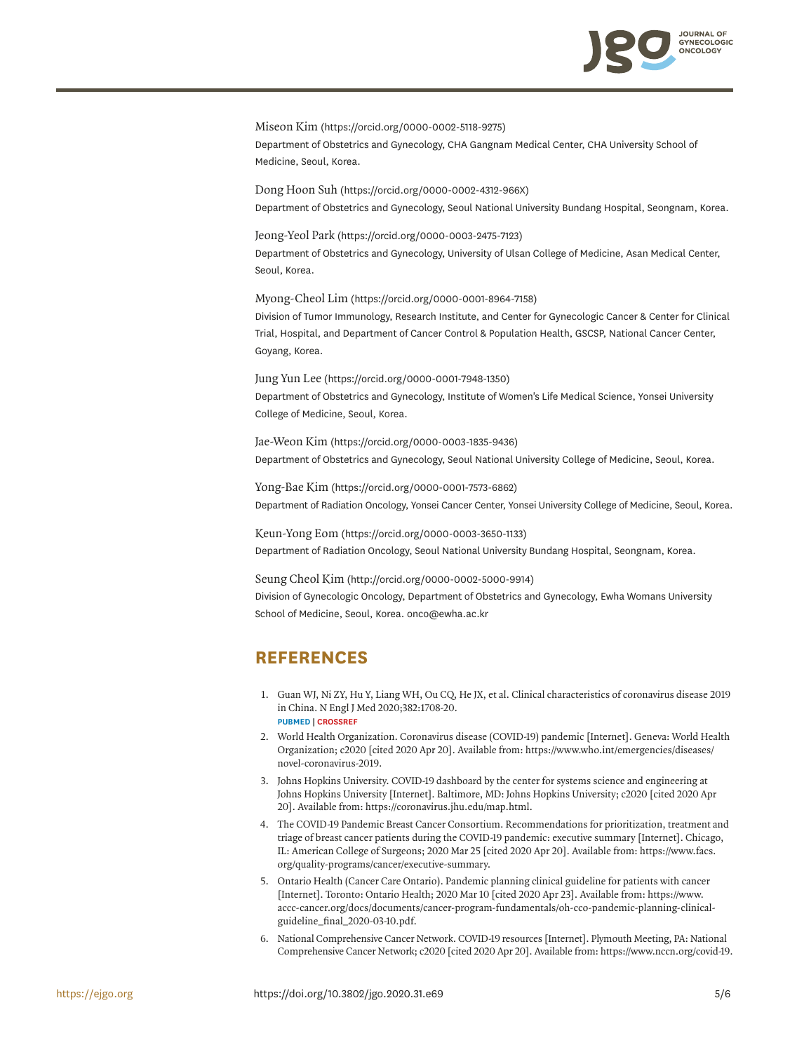Miseon Kim (https://orcid.org/0000-0002-5118-9275)
Department of Obstetrics and Gynecology, CHA Gangnam Medical Center, CHA University School of Medicine, Seoul, Korea.

Dong Hoon Suh (https://orcid.org/0000-0002-4312-966X)
Department of Obstetrics and Gynecology, Seoul National University Bundang Hospital, Seongnam, Korea.

Jeong-Yeol Park (https://orcid.org/0000-0003-2475-7123)
Department of Obstetrics and Gynecology, University of Ulsan College of Medicine, Asan Medical Center, Seoul, Korea.

Myong-Cheol Lim (https://orcid.org/0000-0001-8964-7158)
Division of Tumor Immunology, Research Institute, and Center for Gynecologic Cancer & Center for Clinical Trial, Hospital, and Department of Cancer Control & Population Health, GSCSP, National Cancer Center, Goyang, Korea.

Jung Yun Lee (https://orcid.org/0000-0001-7948-1350)
Department of Obstetrics and Gynecology, Institute of Women's Life Medical Science, Yonsei University College of Medicine, Seoul, Korea.

Jae-Weon Kim (https://orcid.org/0000-0003-1835-9436)
Department of Obstetrics and Gynecology, Seoul National University College of Medicine, Seoul, Korea.

Yong-Bae Kim (https://orcid.org/0000-0001-7573-6862)
Department of Radiation Oncology, Yonsei Cancer Center, Yonsei University College of Medicine, Seoul, Korea.

Keun-Yong Eom (https://orcid.org/0000-0003-3650-1133)
Department of Radiation Oncology, Seoul National University Bundang Hospital, Seongnam, Korea.

Seung Cheol Kim (http://orcid.org/0000-0002-5000-9914)
Division of Gynecologic Oncology, Department of Obstetrics and Gynecology, Ewha Womans University School of Medicine, Seoul, Korea. onco@ewha.ac.kr

## REFERENCES

1. Guan WJ, Ni ZY, Hu Y, Liang WH, Ou CQ, He JX, et al. Clinical characteristics of coronavirus disease 2019 in China. N Engl J Med 2020;382:1708-20.
   PUBMED | CROSSREF
2. World Health Organization. Coronavirus disease (COVID-19) pandemic [Internet]. Geneva: World Health Organization; c2020 [cited 2020 Apr 20]. Available from: https://www.who.int/emergencies/diseases/novel-coronavirus-2019.
3. Johns Hopkins University. COVID-19 dashboard by the center for systems science and engineering at Johns Hopkins University [Internet]. Baltimore, MD: Johns Hopkins University; c2020 [cited 2020 Apr 20]. Available from: https://coronavirus.jhu.edu/map.html.
4. The COVID-19 Pandemic Breast Cancer Consortium. Recommendations for prioritization, treatment and triage of breast cancer patients during the COVID-19 pandemic: executive summary [Internet]. Chicago, IL: American College of Surgeons; 2020 Mar 25 [cited 2020 Apr 20]. Available from: https://www.facs.org/quality-programs/cancer/executive-summary.
5. Ontario Health (Cancer Care Ontario). Pandemic planning clinical guideline for patients with cancer [Internet]. Toronto: Ontario Health; 2020 Mar 10 [cited 2020 Apr 23]. Available from: https://www.accc-cancer.org/docs/documents/cancer-program-fundamentals/oh-cco-pandemic-planning-clinical-guideline_final_2020-03-10.pdf.
6. National Comprehensive Cancer Network. COVID-19 resources [Internet]. Plymouth Meeting, PA: National Comprehensive Cancer Network; c2020 [cited 2020 Apr 20]. Available from: https://www.nccn.org/covid-19.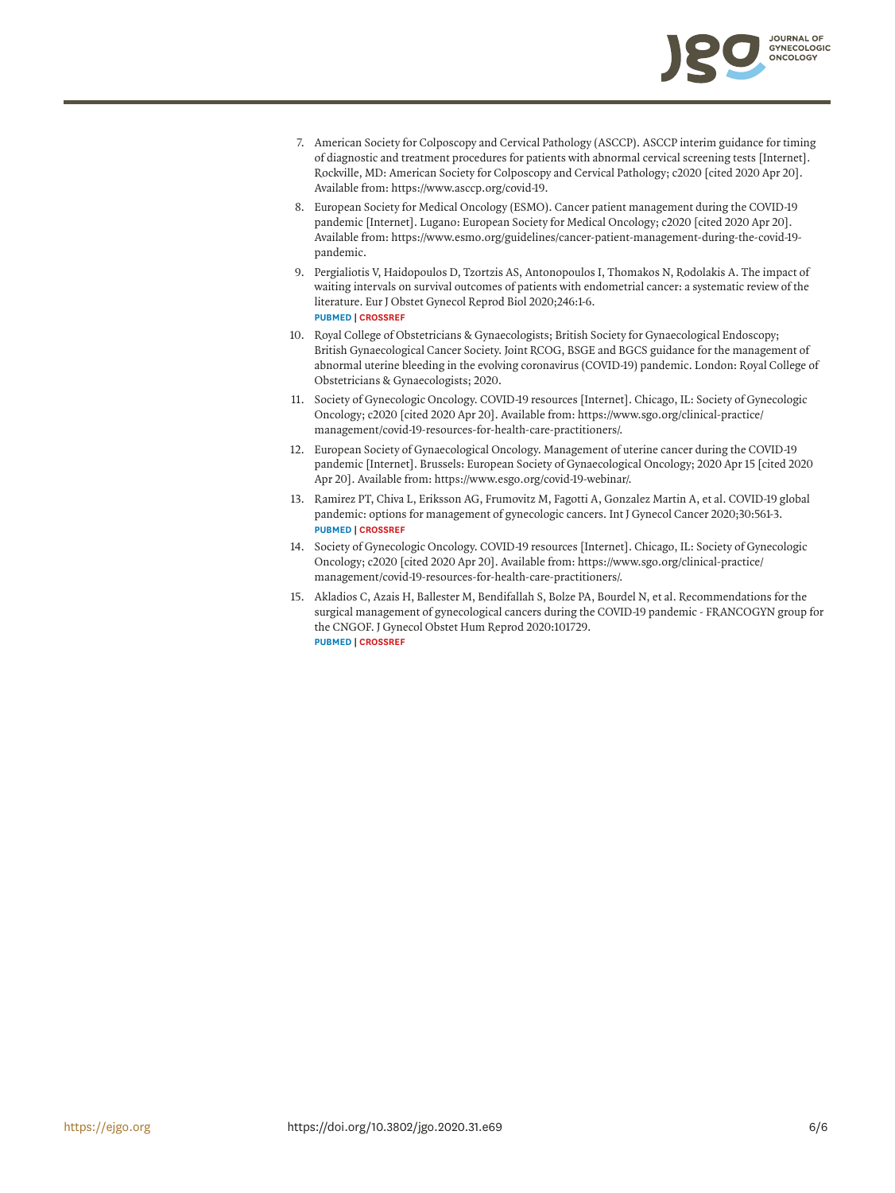7. American Society for Colposcopy and Cervical Pathology (ASCCP). ASCCP interim guidance for timing of diagnostic and treatment procedures for patients with abnormal cervical screening tests [Internet]. Rockville, MD: American Society for Colposcopy and Cervical Pathology; c2020 [cited 2020 Apr 20]. Available from: https://www.asccp.org/covid-19.
8. European Society for Medical Oncology (ESMO). Cancer patient management during the COVID-19 pandemic [Internet]. Lugano: European Society for Medical Oncology; c2020 [cited 2020 Apr 20]. Available from: https://www.esmo.org/guidelines/cancer-patient-management-during-the-covid-19-pandemic.
9. Pergialiotis V, Haidopoulos D, Tzortzis AS, Antonopoulos I, Thomakos N, Rodolakis A. The impact of waiting intervals on survival outcomes of patients with endometrial cancer: a systematic review of the literature. Eur J Obstet Gynecol Reprod Biol 2020;246:1-6.
   **PUBMED | CROSSREF**
10. Royal College of Obstetricians & Gynaecologists; British Society for Gynaecological Endoscopy; British Gynaecological Cancer Society. Joint RCOG, BSGE and BGCS guidance for the management of abnormal uterine bleeding in the evolving coronavirus (COVID-19) pandemic. London: Royal College of Obstetricians & Gynaecologists; 2020.
11. Society of Gynecologic Oncology. COVID-19 resources [Internet]. Chicago, IL: Society of Gynecologic Oncology; c2020 [cited 2020 Apr 20]. Available from: https://www.sgo.org/clinical-practice/management/covid-19-resources-for-health-care-practitioners/.
12. European Society of Gynaecological Oncology. Management of uterine cancer during the COVID-19 pandemic [Internet]. Brussels: European Society of Gynaecological Oncology; 2020 Apr 15 [cited 2020 Apr 20]. Available from: https://www.esgo.org/covid-19-webinar/.
13. Ramirez PT, Chiva L, Eriksson AG, Frumovitz M, Fagotti A, Gonzalez Martin A, et al. COVID-19 global pandemic: options for management of gynecologic cancers. Int J Gynecol Cancer 2020;30:561-3.
    **PUBMED | CROSSREF**
14. Society of Gynecologic Oncology. COVID-19 resources [Internet]. Chicago, IL: Society of Gynecologic Oncology; c2020 [cited 2020 Apr 20]. Available from: https://www.sgo.org/clinical-practice/management/covid-19-resources-for-health-care-practitioners/.
15. Akladios C, Azais H, Ballester M, Bendifallah S, Bolze PA, Bourdel N, et al. Recommendations for the surgical management of gynecological cancers during the COVID-19 pandemic - FRANCOGYN group for the CNGOF. J Gynecol Obstet Hum Reprod 2020:101729.
    **PUBMED | CROSSREF**